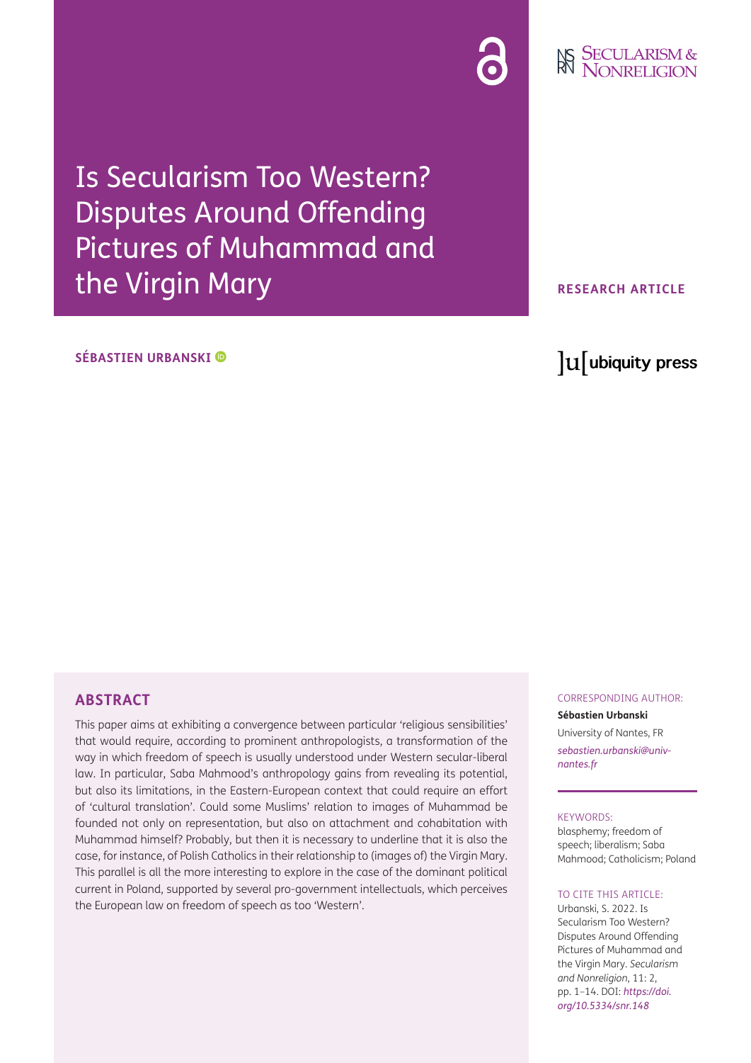# Is Secularism Too Western? Disputes Around Offending Pictures of Muhammad and the Virgin Mary

**RESEARCH ARTICLE**

**SÉBASTIEN URBANSKI**

## ABSTRACT

This paper aims at exhibiting a convergence between particular 'religious sensibilities' that would require, according to prominent anthropologists, a transformation of the way in which freedom of speech is usually understood under Western secular-liberal law. In particular, Saba Mahmood's anthropology gains from revealing its potential, but also its limitations, in the Eastern-European context that could require an effort of 'cultural translation'. Could some Muslims' relation to images of Muhammad be founded not only on representation, but also on attachment and cohabitation with Muhammad himself? Probably, but then it is necessary to underline that it is also the case, for instance, of Polish Catholics in their relationship to (images of) the Virgin Mary. This parallel is all the more interesting to explore in the case of the dominant political current in Poland, supported by several pro-government intellectuals, which perceives the European law on freedom of speech as too 'Western'.

CORRESPONDING AUTHOR:

**Sébastien Urbanski**

University of Nantes, FR

*sebastien.urbanski@univ-nantes.fr*

KEYWORDS:

blasphemy; freedom of speech; liberalism; Saba Mahmood; Catholicism; Poland

TO CITE THIS ARTICLE:

Urbanski, S. 2022. Is Secularism Too Western? Disputes Around Offending Pictures of Muhammad and the Virgin Mary. *Secularism and Nonreligion*, 11: 2, pp. 1–14. DOI: *https://doi.org/10.5334/snr.148*